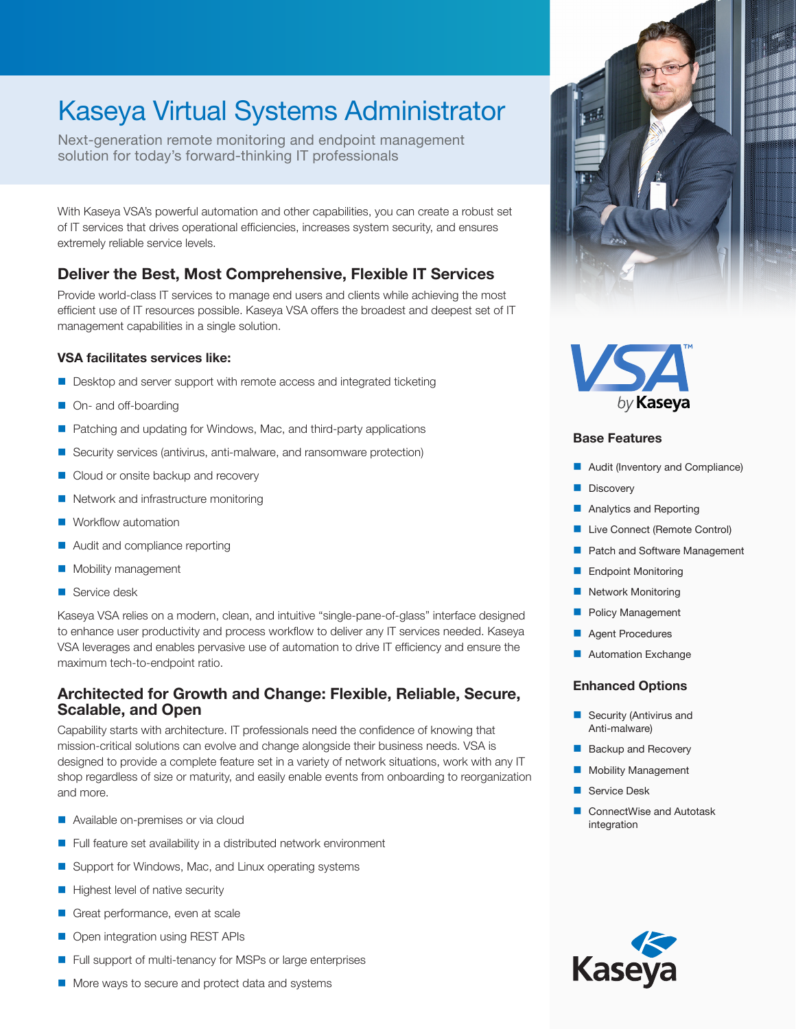# Kaseya Virtual Systems Administrator

Next-generation remote monitoring and endpoint management solution for today's forward-thinking IT professionals

With Kaseya VSA's powerful automation and other capabilities, you can create a robust set of IT services that drives operational efficiencies, increases system security, and ensures extremely reliable service levels.

## Deliver the Best, Most Comprehensive, Flexible IT Services

Provide world-class IT services to manage end users and clients while achieving the most efficient use of IT resources possible. Kaseya VSA offers the broadest and deepest set of IT management capabilities in a single solution.

### VSA facilitates services like:

- Desktop and server support with remote access and integrated ticketing
- On- and off-boarding
- Patching and updating for Windows, Mac, and third-party applications
- Security services (antivirus, anti-malware, and ransomware protection)
- Cloud or onsite backup and recovery
- Network and infrastructure monitoring
- Workflow automation
- Audit and compliance reporting
- Mobility management
- Service desk

Kaseya VSA relies on a modern, clean, and intuitive "single-pane-of-glass" interface designed to enhance user productivity and process workflow to deliver any IT services needed. Kaseya VSA leverages and enables pervasive use of automation to drive IT efficiency and ensure the maximum tech-to-endpoint ratio.

## Architected for Growth and Change: Flexible, Reliable, Secure, Scalable, and Open

Capability starts with architecture. IT professionals need the confidence of knowing that mission-critical solutions can evolve and change alongside their business needs. VSA is designed to provide a complete feature set in a variety of network situations, work with any IT shop regardless of size or maturity, and easily enable events from onboarding to reorganization and more.

- Available on-premises or via cloud
- Full feature set availability in a distributed network environment
- Support for Windows, Mac, and Linux operating systems
- Highest level of native security
- Great performance, even at scale
- Open integration using REST APIs
- Full support of multi-tenancy for MSPs or large enterprises
- More ways to secure and protect data and systems

VSA™ by Kaseya

### Base Features

- Audit (Inventory and Compliance)
- Discovery
- Analytics and Reporting
- Live Connect (Remote Control)
- Patch and Software Management
- Endpoint Monitoring
- Network Monitoring
- Policy Management
- Agent Procedures
- Automation Exchange

### Enhanced Options

- Security (Antivirus and Anti-malware)
- Backup and Recovery
- Mobility Management
- Service Desk
- ConnectWise and Autotask integration

Kaseya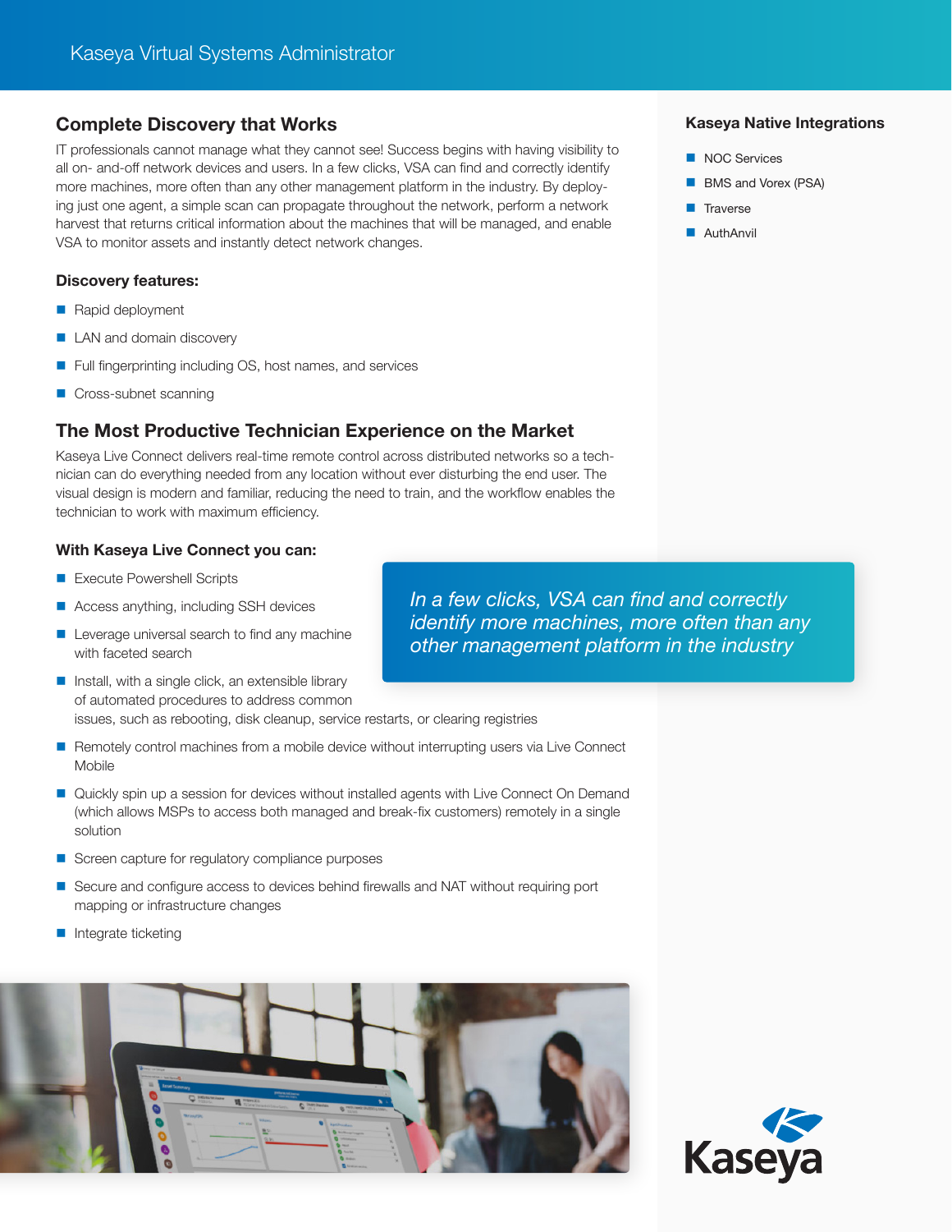## Complete Discovery that Works

IT professionals cannot manage what they cannot see! Success begins with having visibility to all on- and-off network devices and users. In a few clicks, VSA can find and correctly identify more machines, more often than any other management platform in the industry. By deploying just one agent, a simple scan can propagate throughout the network, perform a network harvest that returns critical information about the machines that will be managed, and enable VSA to monitor assets and instantly detect network changes.

### Discovery features:

- Rapid deployment
- LAN and domain discovery
- Full fingerprinting including OS, host names, and services
- Cross-subnet scanning

## The Most Productive Technician Experience on the Market

Kaseya Live Connect delivers real-time remote control across distributed networks so a technician can do everything needed from any location without ever disturbing the end user. The visual design is modern and familiar, reducing the need to train, and the workflow enables the technician to work with maximum efficiency.

### With Kaseya Live Connect you can:

- Execute Powershell Scripts
- Access anything, including SSH devices
- Leverage universal search to find any machine with faceted search
- Install, with a single click, an extensible library of automated procedures to address common issues, such as rebooting, disk cleanup, service restarts, or clearing registries
- Remotely control machines from a mobile device without interrupting users via Live Connect Mobile
- Quickly spin up a session for devices without installed agents with Live Connect On Demand (which allows MSPs to access both managed and break-fix customers) remotely in a single solution
- Screen capture for regulatory compliance purposes
- Secure and configure access to devices behind firewalls and NAT without requiring port mapping or infrastructure changes
- Integrate ticketing

*In a few clicks, VSA can find and correctly identify more machines, more often than any other management platform in the industry*

### Kaseya Native Integrations

- NOC Services
- BMS and Vorex (PSA)
- Traverse
- AuthAnvil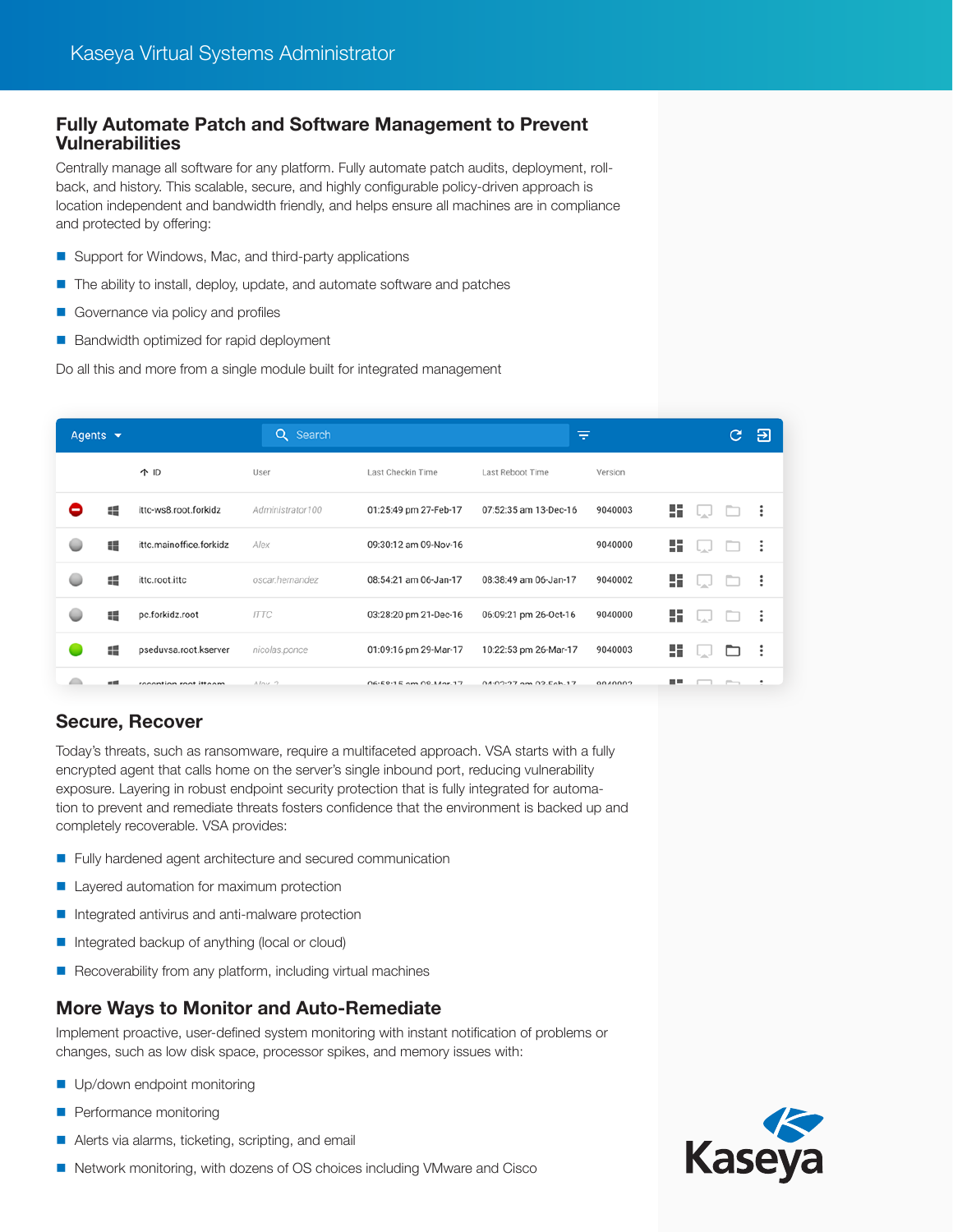## Fully Automate Patch and Software Management to Prevent Vulnerabilities

Centrally manage all software for any platform. Fully automate patch audits, deployment, roll-back, and history. This scalable, secure, and highly configurable policy-driven approach is location independent and bandwidth friendly, and helps ensure all machines are in compliance and protected by offering:

- Support for Windows, Mac, and third-party applications
- The ability to install, deploy, update, and automate software and patches
- Governance via policy and profiles
- Bandwidth optimized for rapid deployment

Do all this and more from a single module built for integrated management

Agents | Search

| ID | User | Last Checkin Time | Last Reboot Time | Version |
|---|---|---|---|---|
| ittc-ws8.root.forkidz | Administrator100 | 01:25:49 pm 27-Feb-17 | 07:52:35 am 13-Dec-16 | 9040003 |
| ittc.mainoffice.forkidz | Alex | 09:30:12 am 09-Nov-16 | | 9040000 |
| ittc.root.ittc | oscar.hernandez | 08:54:21 am 06-Jan-17 | 08:38:49 am 06-Jan-17 | 9040002 |
| pc.forkidz.root | ITTC | 03:28:20 pm 21-Dec-16 | 06:09:21 pm 26-Oct-16 | 9040000 |
| pseduvsa.root.kserver | nicolas.ponce | 01:09:16 pm 29-Mar-17 | 10:22:53 pm 26-Mar-17 | 9040003 |

## Secure, Recover

Today's threats, such as ransomware, require a multifaceted approach. VSA starts with a fully encrypted agent that calls home on the server's single inbound port, reducing vulnerability exposure. Layering in robust endpoint security protection that is fully integrated for automation to prevent and remediate threats fosters confidence that the environment is backed up and completely recoverable. VSA provides:

- Fully hardened agent architecture and secured communication
- Layered automation for maximum protection
- Integrated antivirus and anti-malware protection
- Integrated backup of anything (local or cloud)
- Recoverability from any platform, including virtual machines

## More Ways to Monitor and Auto-Remediate

Implement proactive, user-defined system monitoring with instant notification of problems or changes, such as low disk space, processor spikes, and memory issues with:

- Up/down endpoint monitoring
- Performance monitoring
- Alerts via alarms, ticketing, scripting, and email
- Network monitoring, with dozens of OS choices including VMware and Cisco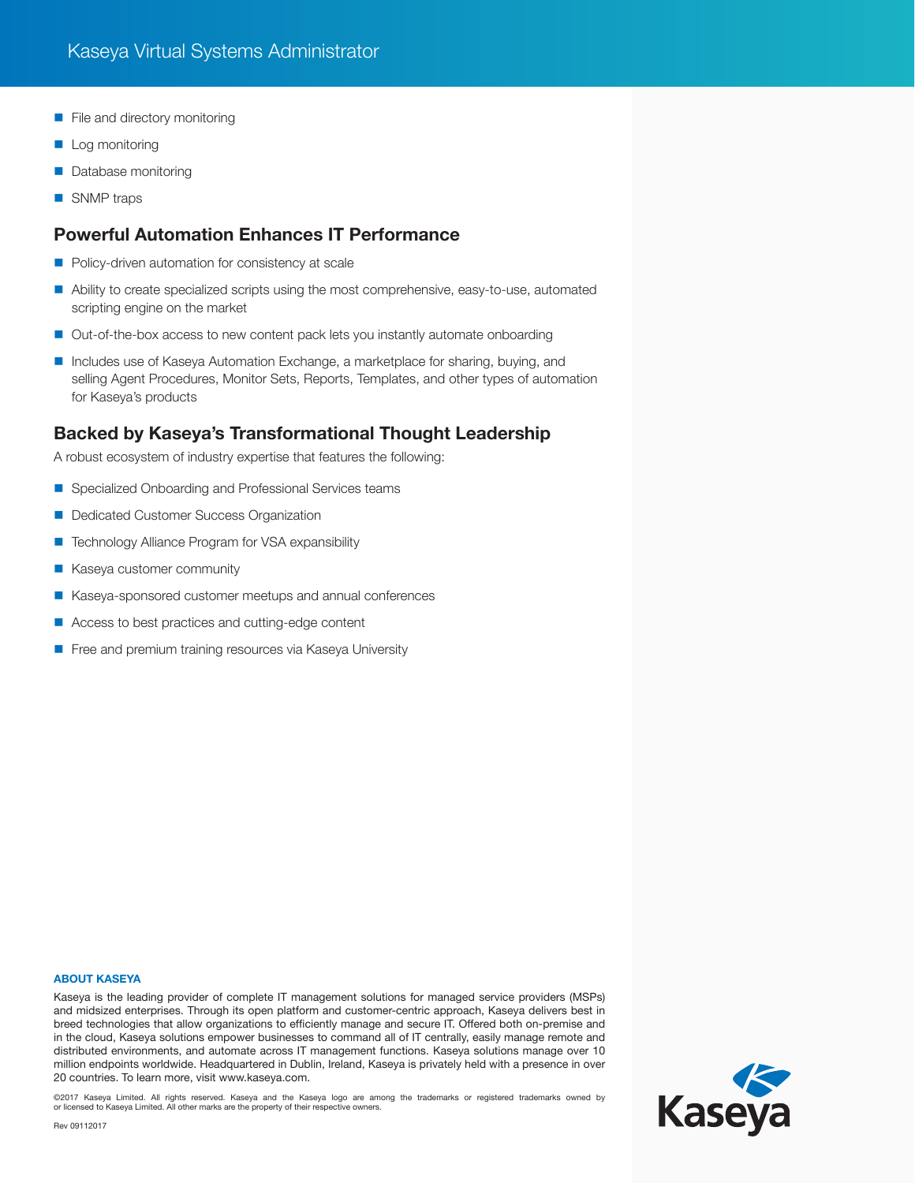- File and directory monitoring
- Log monitoring
- Database monitoring
- SNMP traps

## Powerful Automation Enhances IT Performance

- Policy-driven automation for consistency at scale
- Ability to create specialized scripts using the most comprehensive, easy-to-use, automated scripting engine on the market
- Out-of-the-box access to new content pack lets you instantly automate onboarding
- Includes use of Kaseya Automation Exchange, a marketplace for sharing, buying, and selling Agent Procedures, Monitor Sets, Reports, Templates, and other types of automation for Kaseya's products

## Backed by Kaseya's Transformational Thought Leadership

A robust ecosystem of industry expertise that features the following:

- Specialized Onboarding and Professional Services teams
- Dedicated Customer Success Organization
- Technology Alliance Program for VSA expansibility
- Kaseya customer community
- Kaseya-sponsored customer meetups and annual conferences
- Access to best practices and cutting-edge content
- Free and premium training resources via Kaseya University

**ABOUT KASEYA**

Kaseya is the leading provider of complete IT management solutions for managed service providers (MSPs) and midsized enterprises. Through its open platform and customer-centric approach, Kaseya delivers best in breed technologies that allow organizations to efficiently manage and secure IT. Offered both on-premise and in the cloud, Kaseya solutions empower businesses to command all of IT centrally, easily manage remote and distributed environments, and automate across IT management functions. Kaseya solutions manage over 10 million endpoints worldwide. Headquartered in Dublin, Ireland, Kaseya is privately held with a presence in over 20 countries. To learn more, visit www.kaseya.com.

©2017 Kaseya Limited. All rights reserved. Kaseya and the Kaseya logo are among the trademarks or registered trademarks owned by or licensed to Kaseya Limited. All other marks are the property of their respective owners.

Rev 09112017